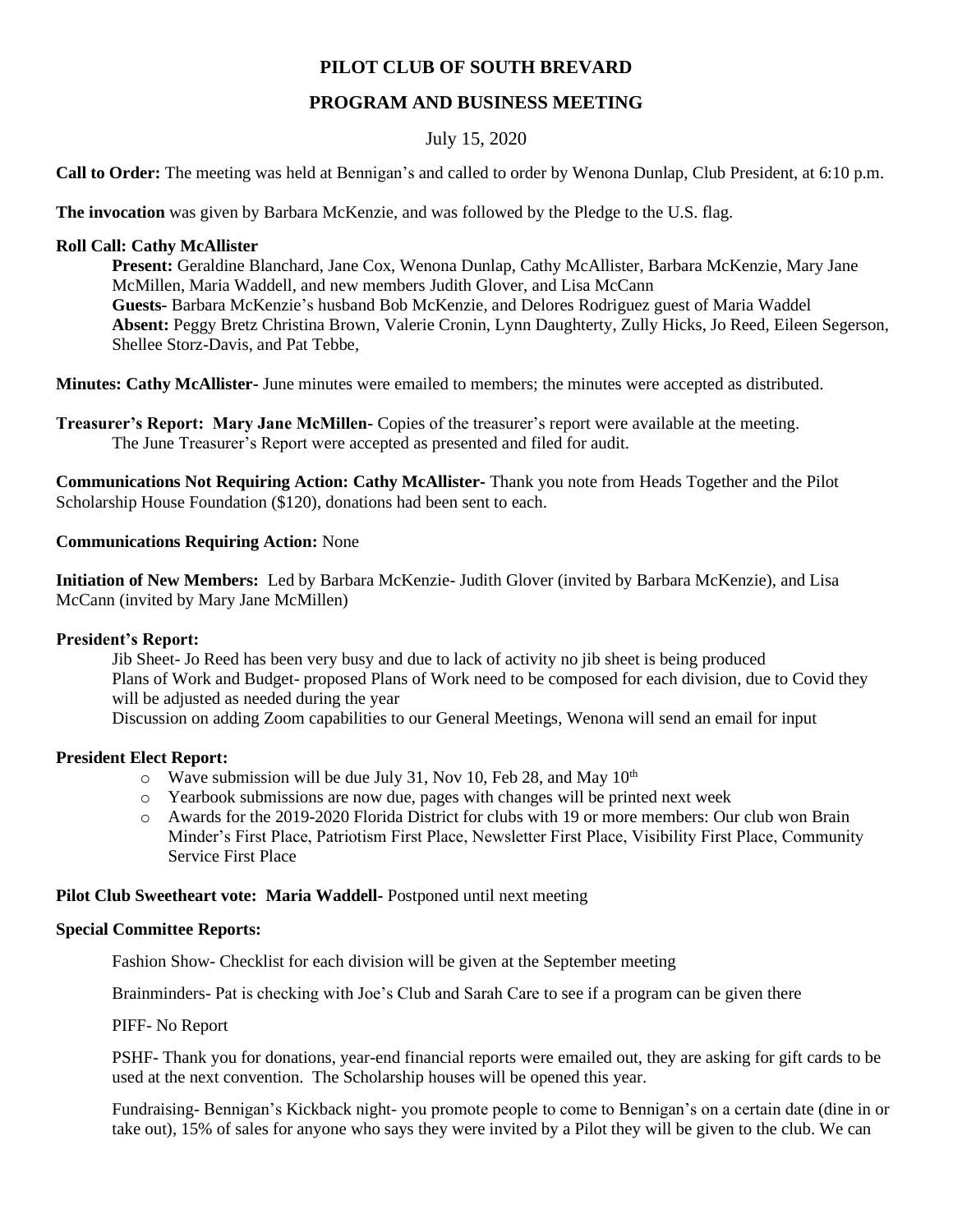# PILOT CLUB OF SOUTH BREVARD

## PROGRAM AND BUSINESS MEETING

July 15, 2020

**Call to Order:** The meeting was held at Bennigan's and called to order by Wenona Dunlap, Club President, at 6:10 p.m.

**The invocation** was given by Barbara McKenzie, and was followed by the Pledge to the U.S. flag.

**Roll Call: Cathy McAllister**

**Present:** Geraldine Blanchard, Jane Cox, Wenona Dunlap, Cathy McAllister, Barbara McKenzie, Mary Jane McMillen, Maria Waddell, and new members Judith Glover, and Lisa McCann
**Guests-** Barbara McKenzie's husband Bob McKenzie, and Delores Rodriguez guest of Maria Waddel
**Absent:** Peggy Bretz Christina Brown, Valerie Cronin, Lynn Daughterty, Zully Hicks, Jo Reed, Eileen Segerson, Shellee Storz-Davis, and Pat Tebbe,

**Minutes: Cathy McAllister-** June minutes were emailed to members; the minutes were accepted as distributed.

**Treasurer's Report: Mary Jane McMillen-** Copies of the treasurer's report were available at the meeting. The June Treasurer's Report were accepted as presented and filed for audit.

**Communications Not Requiring Action: Cathy McAllister-** Thank you note from Heads Together and the Pilot Scholarship House Foundation ($120), donations had been sent to each.

**Communications Requiring Action:** None

**Initiation of New Members:** Led by Barbara McKenzie- Judith Glover (invited by Barbara McKenzie), and Lisa McCann (invited by Mary Jane McMillen)

**President's Report:**

Jib Sheet- Jo Reed has been very busy and due to lack of activity no jib sheet is being produced
Plans of Work and Budget- proposed Plans of Work need to be composed for each division, due to Covid they will be adjusted as needed during the year
Discussion on adding Zoom capabilities to our General Meetings, Wenona will send an email for input

**President Elect Report:**

- Wave submission will be due July 31, Nov 10, Feb 28, and May 10th
- Yearbook submissions are now due, pages with changes will be printed next week
- Awards for the 2019-2020 Florida District for clubs with 19 or more members: Our club won Brain Minder's First Place, Patriotism First Place, Newsletter First Place, Visibility First Place, Community Service First Place

**Pilot Club Sweetheart vote: Maria Waddell-** Postponed until next meeting

**Special Committee Reports:**

Fashion Show- Checklist for each division will be given at the September meeting

Brainminders- Pat is checking with Joe's Club and Sarah Care to see if a program can be given there

PIFF- No Report

PSHF- Thank you for donations, year-end financial reports were emailed out, they are asking for gift cards to be used at the next convention. The Scholarship houses will be opened this year.

Fundraising- Bennigan's Kickback night- you promote people to come to Bennigan's on a certain date (dine in or take out), 15% of sales for anyone who says they were invited by a Pilot they will be given to the club. We can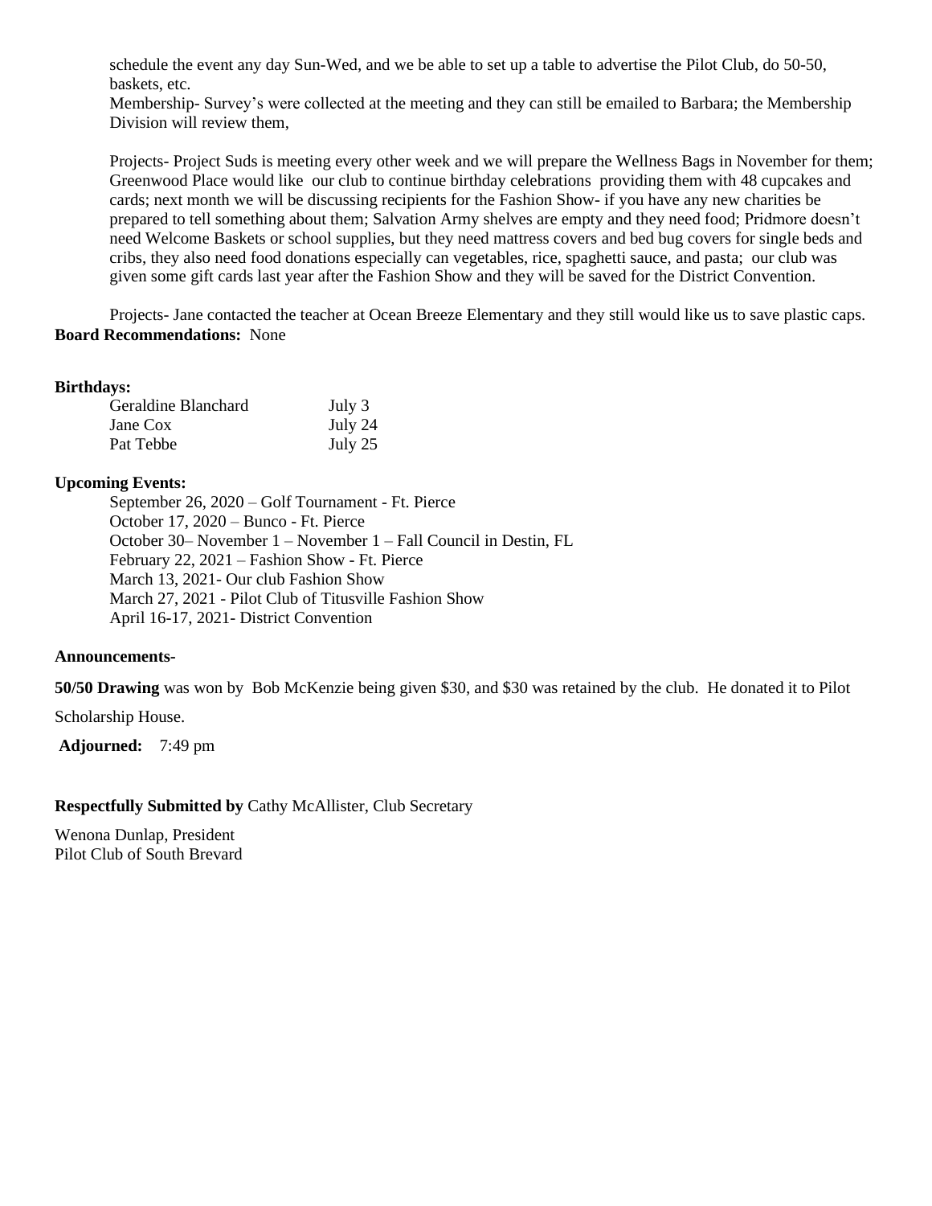schedule the event any day Sun-Wed, and we be able to set up a table to advertise the Pilot Club, do 50-50, baskets, etc.

Membership- Survey's were collected at the meeting and they can still be emailed to Barbara; the Membership Division will review them,

Projects- Project Suds is meeting every other week and we will prepare the Wellness Bags in November for them; Greenwood Place would like our club to continue birthday celebrations providing them with 48 cupcakes and cards; next month we will be discussing recipients for the Fashion Show- if you have any new charities be prepared to tell something about them; Salvation Army shelves are empty and they need food; Pridmore doesn't need Welcome Baskets or school supplies, but they need mattress covers and bed bug covers for single beds and cribs, they also need food donations especially can vegetables, rice, spaghetti sauce, and pasta; our club was given some gift cards last year after the Fashion Show and they will be saved for the District Convention.

Projects- Jane contacted the teacher at Ocean Breeze Elementary and they still would like us to save plastic caps.

**Board Recommendations:** None

**Birthdays:**

| | |
|---|---|
| Geraldine Blanchard | July 3 |
| Jane Cox | July 24 |
| Pat Tebbe | July 25 |

**Upcoming Events:**

September 26, 2020 – Golf Tournament - Ft. Pierce
October 17, 2020 – Bunco - Ft. Pierce
October 30– November 1 – November 1 – Fall Council in Destin, FL
February 22, 2021 – Fashion Show - Ft. Pierce
March 13, 2021- Our club Fashion Show
March 27, 2021 - Pilot Club of Titusville Fashion Show
April 16-17, 2021- District Convention

**Announcements-**

**50/50 Drawing** was won by Bob McKenzie being given $30, and $30 was retained by the club. He donated it to Pilot Scholarship House.

**Adjourned:** 7:49 pm

**Respectfully Submitted by** Cathy McAllister, Club Secretary

Wenona Dunlap, President
Pilot Club of South Brevard